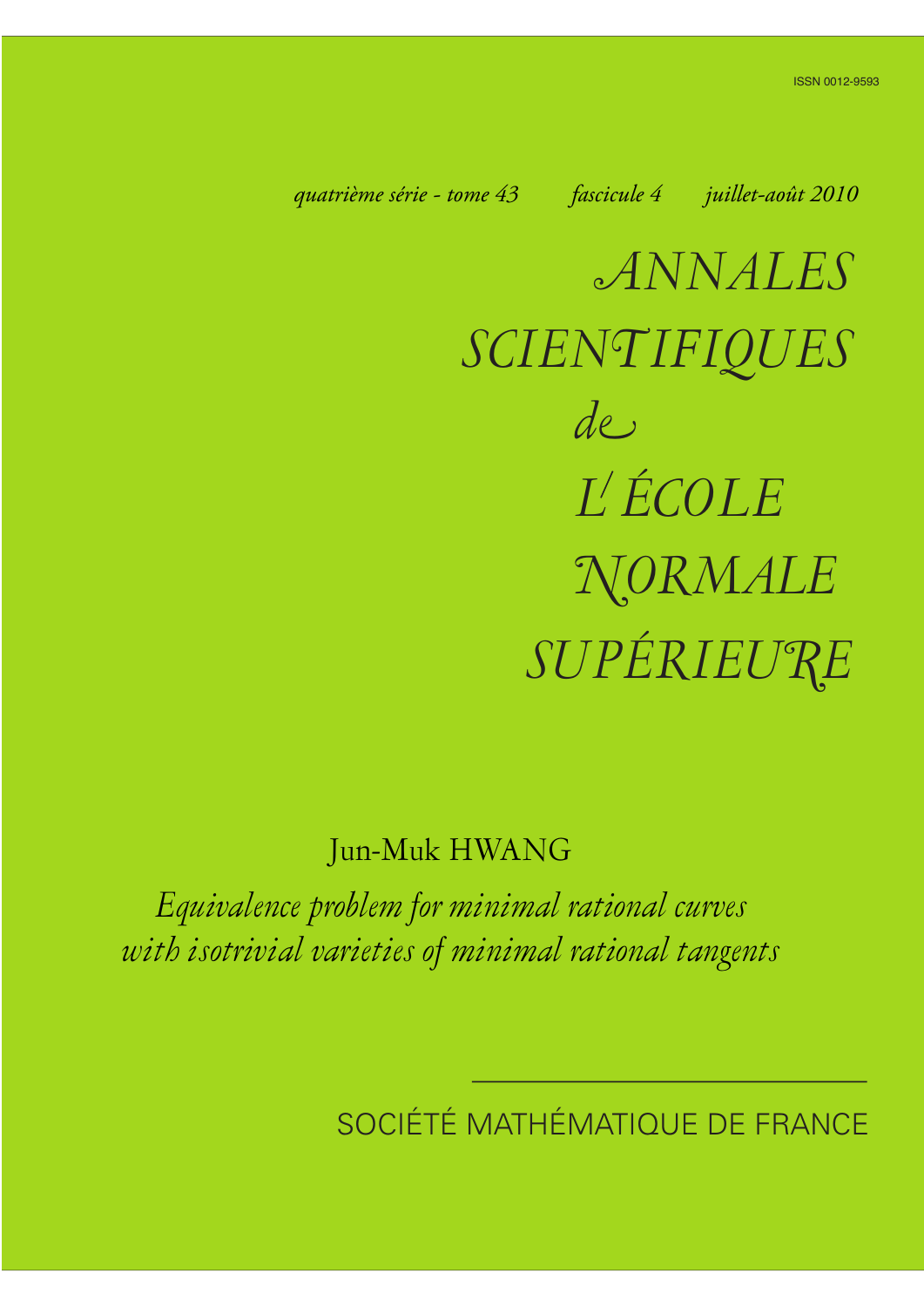ISSN 0012-9593

*quatrième série - tome 43 fascicule 4 juillet-août 2010*

# *ANNALES SCIENTIFIQUES de L'ÉCOLE NORMALE SUPÉRIEURE*

Jun-Muk HWANG

*Equivalence problem for minimal rational curves with isotrivial varieties of minimal rational tangents*

SOCIÉTÉ MATHÉMATIQUE DE FRANCE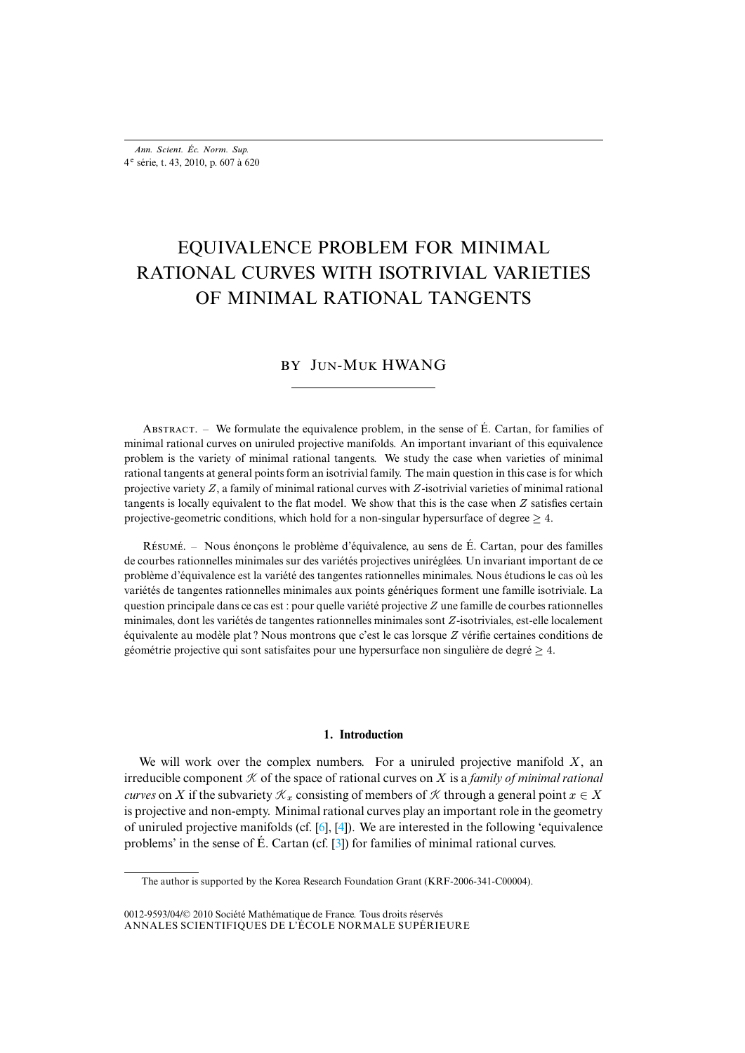# EQUIVALENCE PROBLEM FOR MINIMAL RATIONAL CURVES WITH ISOTRIVIAL VARIETIES OF MINIMAL RATIONAL TANGENTS

BY JUN-MUK HWANG

---

ABSTRACT. – We formulate the equivalence problem, in the sense of É. Cartan, for families of minimal rational curves on uniruled projective manifolds. An important invariant of this equivalence problem is the variety of minimal rational tangents. We study the case when varieties of minimal rational tangents at general points form an isotrivial family. The main question in this case is for which projective variety $Z$, a family of minimal rational curves with $Z$-isotrivial varieties of minimal rational tangents is locally equivalent to the flat model. We show that this is the case when $Z$ satisfies certain projective-geometric conditions, which hold for a non-singular hypersurface of degree $\geq 4$.

RÉSUMÉ. – Nous énonçons le problème d'équivalence, au sens de É. Cartan, pour des familles de courbes rationnelles minimales sur des variétés projectives uniréglées. Un invariant important de ce problème d'équivalence est la variété des tangentes rationnelles minimales. Nous étudions le cas où les variétés de tangentes rationnelles minimales aux points génériques forment une famille isotriviale. La question principale dans ce cas est : pour quelle variété projective $Z$ une famille de courbes rationnelles minimales, dont les variétés de tangentes rationnelles minimales sont $Z$-isotriviales, est-elle localement équivalente au modèle plat ? Nous montrons que c'est le cas lorsque $Z$ vérifie certaines conditions de géométrie projective qui sont satisfaites pour une hypersurface non singulière de degré $\geq 4$.

## 1. Introduction

We will work over the complex numbers. For a uniruled projective manifold $X$, an irreducible component $\mathcal{K}$ of the space of rational curves on $X$ is a *family of minimal rational curves* on $X$ if the subvariety $\mathcal{K}_x$ consisting of members of $\mathcal{K}$ through a general point $x \in X$ is projective and non-empty. Minimal rational curves play an important role in the geometry of uniruled projective manifolds (cf. [6], [4]). We are interested in the following 'equivalence problems' in the sense of É. Cartan (cf. [3]) for families of minimal rational curves.

The author is supported by the Korea Research Foundation Grant (KRF-2006-341-C00004).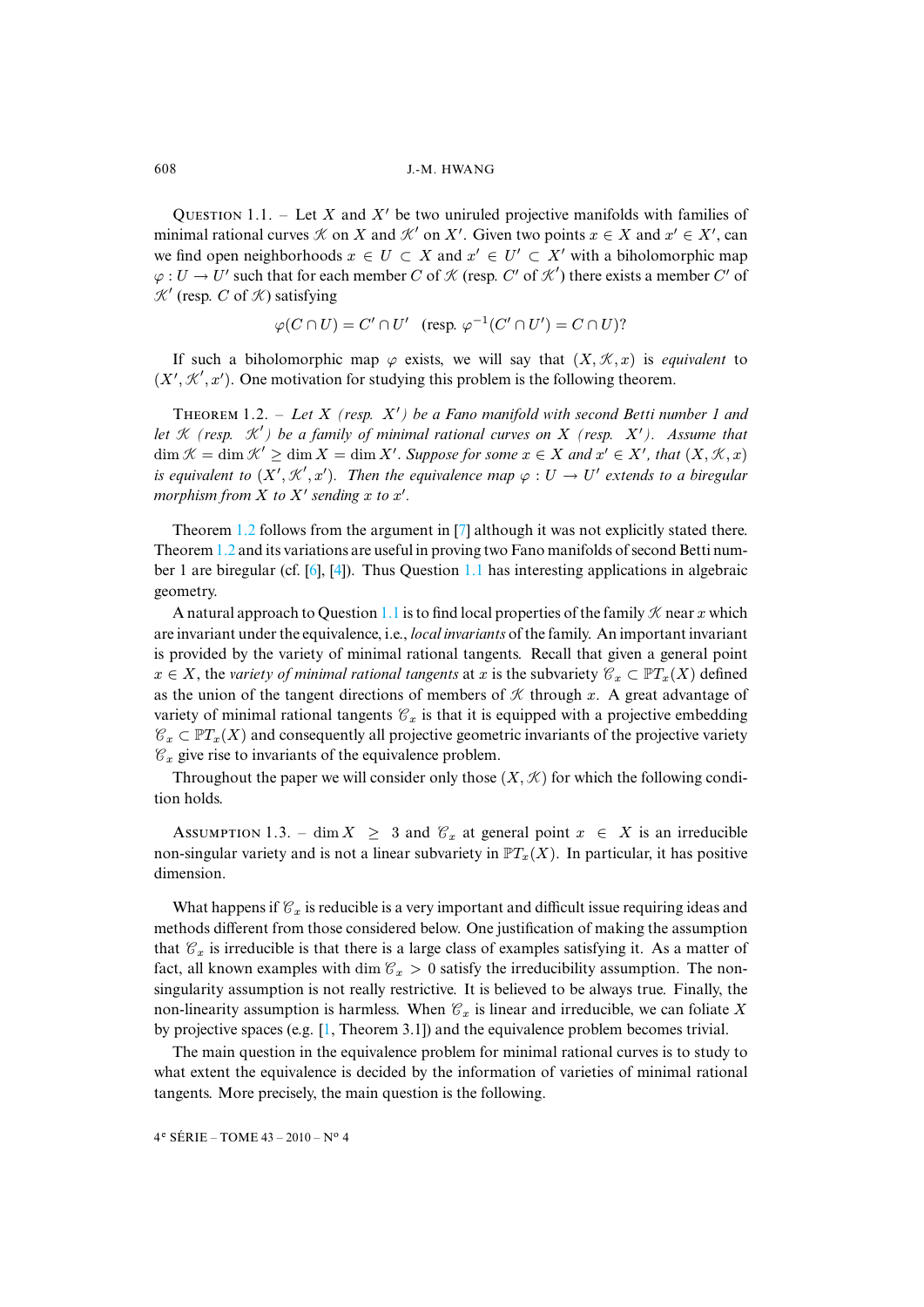QUESTION 1.1. – Let $X$ and $X'$ be two uniruled projective manifolds with families of minimal rational curves $\mathcal{K}$ on $X$ and $\mathcal{K}'$ on $X'$. Given two points $x \in X$ and $x' \in X'$, can we find open neighborhoods $x \in U \subset X$ and $x' \in U' \subset X'$ with a biholomorphic map $\varphi : U \to U'$ such that for each member $C$ of $\mathcal{K}$ (resp. $C'$ of $\mathcal{K}'$) there exists a member $C'$ of $\mathcal{K}'$ (resp. $C$ of $\mathcal{K}$) satisfying

$$\varphi(C \cap U) = C' \cap U' \quad (\text{resp. } \varphi^{-1}(C' \cap U') = C \cap U)?$$

If such a biholomorphic map $\varphi$ exists, we will say that $(X, \mathcal{K}, x)$ is *equivalent* to $(X', \mathcal{K}', x')$. One motivation for studying this problem is the following theorem.

THEOREM 1.2. – *Let $X$ (resp. $X'$) be a Fano manifold with second Betti number 1 and let $\mathcal{K}$ (resp. $\mathcal{K}'$) be a family of minimal rational curves on $X$ (resp. $X'$). Assume that $\dim \mathcal{K} = \dim \mathcal{K}' \geq \dim X = \dim X'$. Suppose for some $x \in X$ and $x' \in X'$, that $(X, \mathcal{K}, x)$ is equivalent to $(X', \mathcal{K}', x')$. Then the equivalence map $\varphi : U \to U'$ extends to a biregular morphism from $X$ to $X'$ sending $x$ to $x'$.*

Theorem 1.2 follows from the argument in [7] although it was not explicitly stated there. Theorem 1.2 and its variations are useful in proving two Fano manifolds of second Betti number 1 are biregular (cf. [6], [4]). Thus Question 1.1 has interesting applications in algebraic geometry.

A natural approach to Question 1.1 is to find local properties of the family $\mathcal{K}$ near $x$ which are invariant under the equivalence, i.e., *local invariants* of the family. An important invariant is provided by the variety of minimal rational tangents. Recall that given a general point $x \in X$, the *variety of minimal rational tangents* at $x$ is the subvariety $\mathcal{C}_x \subset \mathbb{P}T_x(X)$ defined as the union of the tangent directions of members of $\mathcal{K}$ through $x$. A great advantage of variety of minimal rational tangents $\mathcal{C}_x$ is that it is equipped with a projective embedding $\mathcal{C}_x \subset \mathbb{P}T_x(X)$ and consequently all projective geometric invariants of the projective variety $\mathcal{C}_x$ give rise to invariants of the equivalence problem.

Throughout the paper we will consider only those $(X, \mathcal{K})$ for which the following condition holds.

ASSUMPTION 1.3. – $\dim X \geq 3$ and $\mathcal{C}_x$ at general point $x \in X$ is an irreducible non-singular variety and is not a linear subvariety in $\mathbb{P}T_x(X)$. In particular, it has positive dimension.

What happens if $\mathcal{C}_x$ is reducible is a very important and difficult issue requiring ideas and methods different from those considered below. One justification of making the assumption that $\mathcal{C}_x$ is irreducible is that there is a large class of examples satisfying it. As a matter of fact, all known examples with $\dim \mathcal{C}_x > 0$ satisfy the irreducibility assumption. The non-singularity assumption is not really restrictive. It is believed to be always true. Finally, the non-linearity assumption is harmless. When $\mathcal{C}_x$ is linear and irreducible, we can foliate $X$ by projective spaces (e.g. [1, Theorem 3.1]) and the equivalence problem becomes trivial.

The main question in the equivalence problem for minimal rational curves is to study to what extent the equivalence is decided by the information of varieties of minimal rational tangents. More precisely, the main question is the following.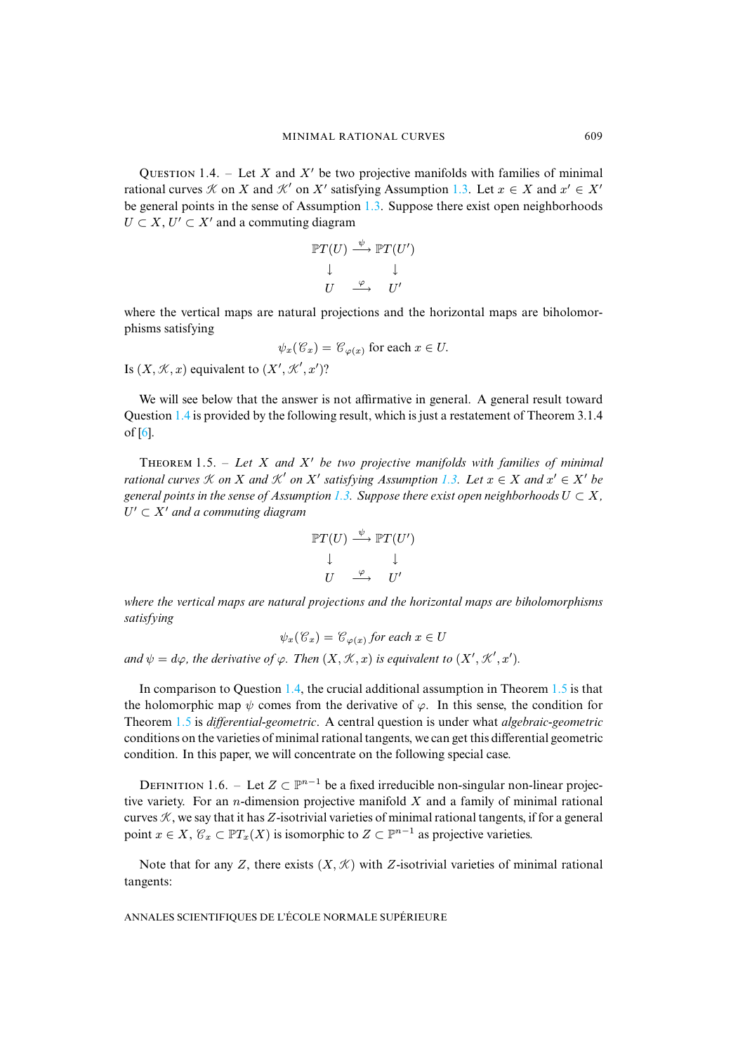QUESTION 1.4. – Let $X$ and $X'$ be two projective manifolds with families of minimal rational curves $\mathscr{K}$ on $X$ and $\mathscr{K}'$ on $X'$ satisfying Assumption 1.3. Let $x \in X$ and $x' \in X'$ be general points in the sense of Assumption 1.3. Suppose there exist open neighborhoods $U \subset X$, $U' \subset X'$ and a commuting diagram

$$\begin{array}{ccc} \mathbb{P}T(U) & \xrightarrow{\psi} & \mathbb{P}T(U') \\ \downarrow & & \downarrow \\ U & \xrightarrow{\varphi} & U' \end{array}$$

where the vertical maps are natural projections and the horizontal maps are biholomorphisms satisfying

$$\psi_x(\mathscr{C}_x) = \mathscr{C}_{\varphi(x)} \text{ for each } x \in U.$$

Is $(X, \mathscr{K}, x)$ equivalent to $(X', \mathscr{K}', x')$?

We will see below that the answer is not affirmative in general. A general result toward Question 1.4 is provided by the following result, which is just a restatement of Theorem 3.1.4 of [6].

THEOREM 1.5. – *Let $X$ and $X'$ be two projective manifolds with families of minimal rational curves $\mathscr{K}$ on $X$ and $\mathscr{K}'$ on $X'$ satisfying Assumption 1.3. Let $x \in X$ and $x' \in X'$ be general points in the sense of Assumption 1.3. Suppose there exist open neighborhoods $U \subset X$, $U' \subset X'$ and a commuting diagram*

$$\begin{array}{ccc} \mathbb{P}T(U) & \xrightarrow{\psi} & \mathbb{P}T(U') \\ \downarrow & & \downarrow \\ U & \xrightarrow{\varphi} & U' \end{array}$$

*where the vertical maps are natural projections and the horizontal maps are biholomorphisms satisfying*

$$\psi_x(\mathscr{C}_x) = \mathscr{C}_{\varphi(x)} \text{ for each } x \in U$$

*and $\psi = d\varphi$, the derivative of $\varphi$. Then $(X, \mathscr{K}, x)$ is equivalent to $(X', \mathscr{K}', x')$.*

In comparison to Question 1.4, the crucial additional assumption in Theorem 1.5 is that the holomorphic map $\psi$ comes from the derivative of $\varphi$. In this sense, the condition for Theorem 1.5 is *differential-geometric*. A central question is under what *algebraic-geometric* conditions on the varieties of minimal rational tangents, we can get this differential geometric condition. In this paper, we will concentrate on the following special case.

DEFINITION 1.6. – Let $Z \subset \mathbb{P}^{n-1}$ be a fixed irreducible non-singular non-linear projective variety. For an $n$-dimension projective manifold $X$ and a family of minimal rational curves $\mathscr{K}$, we say that it has $Z$-isotrivial varieties of minimal rational tangents, if for a general point $x \in X$, $\mathscr{C}_x \subset \mathbb{P}T_x(X)$ is isomorphic to $Z \subset \mathbb{P}^{n-1}$ as projective varieties.

Note that for any $Z$, there exists $(X, \mathscr{K})$ with $Z$-isotrivial varieties of minimal rational tangents: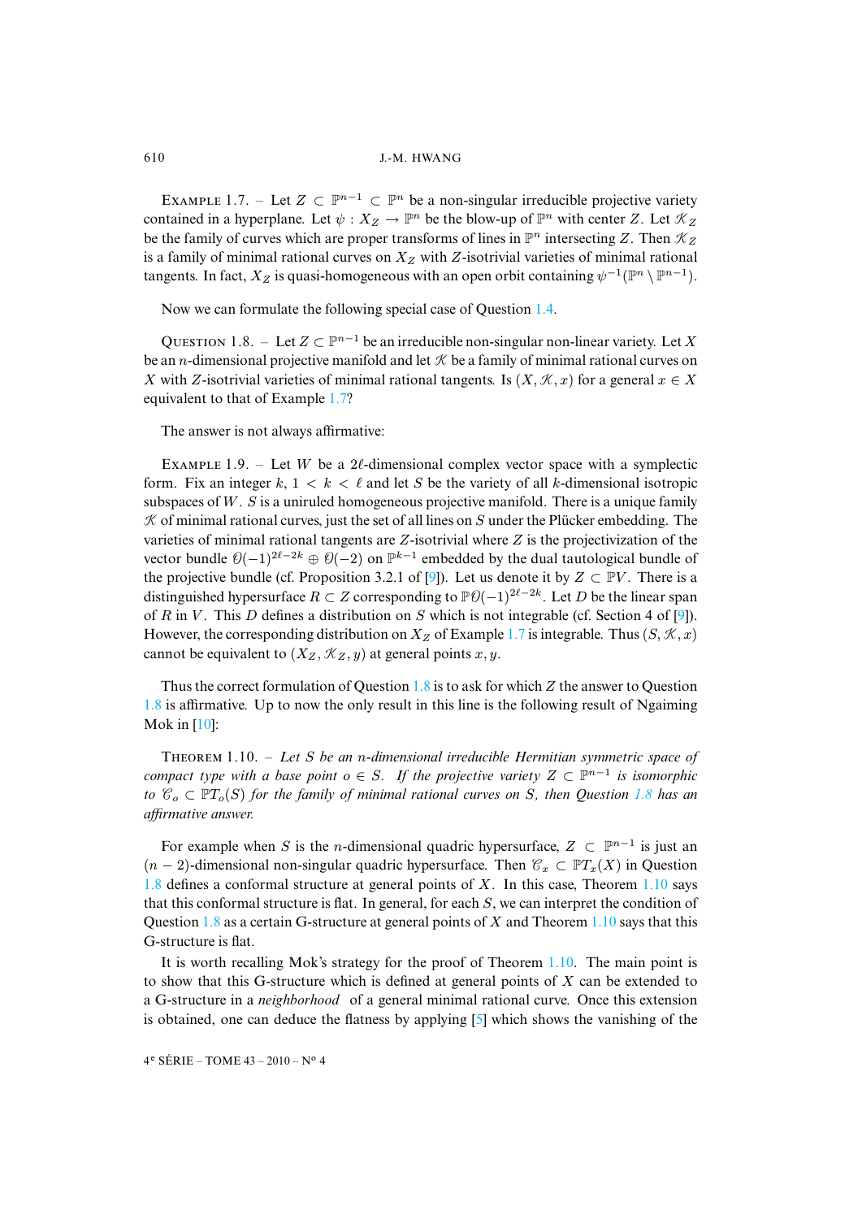Example 1.7. – Let $Z \subset \mathbb{P}^{n-1} \subset \mathbb{P}^n$ be a non-singular irreducible projective variety contained in a hyperplane. Let $\psi : X_Z \to \mathbb{P}^n$ be the blow-up of $\mathbb{P}^n$ with center $Z$. Let $\mathcal{K}_Z$ be the family of curves which are proper transforms of lines in $\mathbb{P}^n$ intersecting $Z$. Then $\mathcal{K}_Z$ is a family of minimal rational curves on $X_Z$ with $Z$-isotrivial varieties of minimal rational tangents. In fact, $X_Z$ is quasi-homogeneous with an open orbit containing $\psi^{-1}(\mathbb{P}^n \setminus \mathbb{P}^{n-1})$.

Now we can formulate the following special case of Question 1.4.

Question 1.8. – Let $Z \subset \mathbb{P}^{n-1}$ be an irreducible non-singular non-linear variety. Let $X$ be an $n$-dimensional projective manifold and let $\mathcal{K}$ be a family of minimal rational curves on $X$ with $Z$-isotrivial varieties of minimal rational tangents. Is $(X, \mathcal{K}, x)$ for a general $x \in X$ equivalent to that of Example 1.7?

The answer is not always affirmative:

Example 1.9. – Let $W$ be a $2\ell$-dimensional complex vector space with a symplectic form. Fix an integer $k$, $1 < k < \ell$ and let $S$ be the variety of all $k$-dimensional isotropic subspaces of $W$. $S$ is a uniruled homogeneous projective manifold. There is a unique family $\mathcal{K}$ of minimal rational curves, just the set of all lines on $S$ under the Plücker embedding. The varieties of minimal rational tangents are $Z$-isotrivial where $Z$ is the projectivization of the vector bundle $\mathcal{O}(-1)^{2\ell-2k} \oplus \mathcal{O}(-2)$ on $\mathbb{P}^{k-1}$ embedded by the dual tautological bundle of the projective bundle (cf. Proposition 3.2.1 of [9]). Let us denote it by $Z \subset \mathbb{P}V$. There is a distinguished hypersurface $R \subset Z$ corresponding to $\mathbb{P}\mathcal{O}(-1)^{2\ell-2k}$. Let $D$ be the linear span of $R$ in $V$. This $D$ defines a distribution on $S$ which is not integrable (cf. Section 4 of [9]). However, the corresponding distribution on $X_Z$ of Example 1.7 is integrable. Thus $(S, \mathcal{K}, x)$ cannot be equivalent to $(X_Z, \mathcal{K}_Z, y)$ at general points $x, y$.

Thus the correct formulation of Question 1.8 is to ask for which $Z$ the answer to Question 1.8 is affirmative. Up to now the only result in this line is the following result of Ngaiming Mok in [10]:

Theorem 1.10. – *Let $S$ be an $n$-dimensional irreducible Hermitian symmetric space of compact type with a base point $o \in S$. If the projective variety $Z \subset \mathbb{P}^{n-1}$ is isomorphic to $\mathcal{C}_o \subset \mathbb{P}T_o(S)$ for the family of minimal rational curves on $S$, then Question 1.8 has an affirmative answer.*

For example when $S$ is the $n$-dimensional quadric hypersurface, $Z \subset \mathbb{P}^{n-1}$ is just an $(n-2)$-dimensional non-singular quadric hypersurface. Then $\mathcal{C}_x \subset \mathbb{P}T_x(X)$ in Question 1.8 defines a conformal structure at general points of $X$. In this case, Theorem 1.10 says that this conformal structure is flat. In general, for each $S$, we can interpret the condition of Question 1.8 as a certain G-structure at general points of $X$ and Theorem 1.10 says that this G-structure is flat.

It is worth recalling Mok's strategy for the proof of Theorem 1.10. The main point is to show that this G-structure which is defined at general points of $X$ can be extended to a G-structure in a *neighborhood* of a general minimal rational curve. Once this extension is obtained, one can deduce the flatness by applying [5] which shows the vanishing of the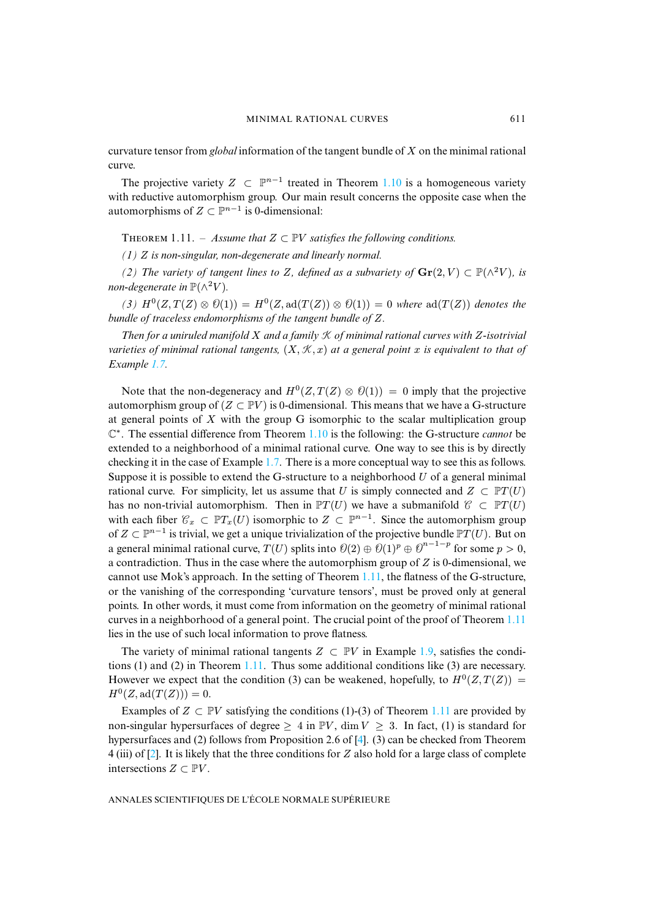curvature tensor from *global* information of the tangent bundle of $X$ on the minimal rational curve.

The projective variety $Z \subset \mathbb{P}^{n-1}$ treated in Theorem 1.10 is a homogeneous variety with reductive automorphism group. Our main result concerns the opposite case when the automorphisms of $Z \subset \mathbb{P}^{n-1}$ is 0-dimensional:

THEOREM 1.11. – *Assume that $Z \subset \mathbb{P}V$ satisfies the following conditions.*

*(1) $Z$ is non-singular, non-degenerate and linearly normal.*

*(2) The variety of tangent lines to $Z$, defined as a subvariety of $\mathbf{Gr}(2, V) \subset \mathbb{P}(\wedge^2 V)$, is non-degenerate in $\mathbb{P}(\wedge^2 V)$.*

*(3) $H^0(Z, T(Z) \otimes \mathcal{O}(1)) = H^0(Z, \mathrm{ad}(T(Z)) \otimes \mathcal{O}(1)) = 0$ where $\mathrm{ad}(T(Z))$ denotes the bundle of traceless endomorphisms of the tangent bundle of $Z$.*

*Then for a uniruled manifold $X$ and a family $\mathcal{K}$ of minimal rational curves with $Z$-isotrivial varieties of minimal rational tangents, $(X, \mathcal{K}, x)$ at a general point $x$ is equivalent to that of Example 1.7.*

Note that the non-degeneracy and $H^0(Z, T(Z) \otimes \mathcal{O}(1)) = 0$ imply that the projective automorphism group of $(Z \subset \mathbb{P}V)$ is 0-dimensional. This means that we have a G-structure at general points of $X$ with the group G isomorphic to the scalar multiplication group $\mathbb{C}^*$. The essential difference from Theorem 1.10 is the following: the G-structure *cannot* be extended to a neighborhood of a minimal rational curve. One way to see this is by directly checking it in the case of Example 1.7. There is a more conceptual way to see this as follows. Suppose it is possible to extend the G-structure to a neighborhood $U$ of a general minimal rational curve. For simplicity, let us assume that $U$ is simply connected and $Z \subset \mathbb{P}T(U)$ has no non-trivial automorphism. Then in $\mathbb{P}T(U)$ we have a submanifold $\mathcal{C} \subset \mathbb{P}T(U)$ with each fiber $\mathcal{C}_x \subset \mathbb{P}T_x(U)$ isomorphic to $Z \subset \mathbb{P}^{n-1}$. Since the automorphism group of $Z \subset \mathbb{P}^{n-1}$ is trivial, we get a unique trivialization of the projective bundle $\mathbb{P}T(U)$. But on a general minimal rational curve, $T(U)$ splits into $\mathcal{O}(2) \oplus \mathcal{O}(1)^p \oplus \mathcal{O}^{n-1-p}$ for some $p > 0$, a contradiction. Thus in the case where the automorphism group of $Z$ is 0-dimensional, we cannot use Mok's approach. In the setting of Theorem 1.11, the flatness of the G-structure, or the vanishing of the corresponding 'curvature tensors', must be proved only at general points. In other words, it must come from information on the geometry of minimal rational curves in a neighborhood of a general point. The crucial point of the proof of Theorem 1.11 lies in the use of such local information to prove flatness.

The variety of minimal rational tangents $Z \subset \mathbb{P}V$ in Example 1.9, satisfies the conditions (1) and (2) in Theorem 1.11. Thus some additional conditions like (3) are necessary. However we expect that the condition (3) can be weakened, hopefully, to $H^0(Z, T(Z)) = H^0(Z, \mathrm{ad}(T(Z))) = 0$.

Examples of $Z \subset \mathbb{P}V$ satisfying the conditions (1)-(3) of Theorem 1.11 are provided by non-singular hypersurfaces of degree $\geq 4$ in $\mathbb{P}V$, $\dim V \geq 3$. In fact, (1) is standard for hypersurfaces and (2) follows from Proposition 2.6 of [4]. (3) can be checked from Theorem 4 (iii) of [2]. It is likely that the three conditions for $Z$ also hold for a large class of complete intersections $Z \subset \mathbb{P}V$.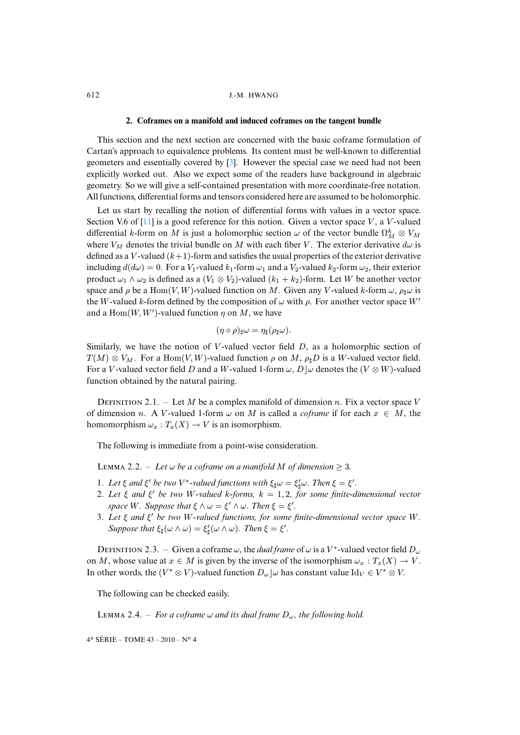## 2. Coframes on a manifold and induced coframes on the tangent bundle

This section and the next section are concerned with the basic coframe formulation of Cartan's approach to equivalence problems. Its content must be well-known to differential geometers and essentially covered by [3]. However the special case we need had not been explicitly worked out. Also we expect some of the readers have background in algebraic geometry. So we will give a self-contained presentation with more coordinate-free notation. All functions, differential forms and tensors considered here are assumed to be holomorphic.

Let us start by recalling the notion of differential forms with values in a vector space. Section V.6 of [11] is a good reference for this notion. Given a vector space $V$, a $V$-valued differential $k$-form on $M$ is just a holomorphic section $\omega$ of the vector bundle $\Omega^k_M \otimes V_M$ where $V_M$ denotes the trivial bundle on $M$ with each fiber $V$. The exterior derivative $d\omega$ is defined as a $V$-valued $(k+1)$-form and satisfies the usual properties of the exterior derivative including $d(d\omega) = 0$. For a $V_1$-valued $k_1$-form $\omega_1$ and a $V_2$-valued $k_2$-form $\omega_2$, their exterior product $\omega_1 \wedge \omega_2$ is defined as a $(V_1 \otimes V_2)$-valued $(k_1 + k_2)$-form. Let $W$ be another vector space and $\rho$ be a $\mathrm{Hom}(V, W)$-valued function on $M$. Given any $V$-valued $k$-form $\omega$, $\rho_\sharp\omega$ is the $W$-valued $k$-form defined by the composition of $\omega$ with $\rho$. For another vector space $W'$ and a $\mathrm{Hom}(W, W')$-valued function $\eta$ on $M$, we have

$$(\eta \circ \rho)_\sharp\omega = \eta_\sharp(\rho_\sharp\omega).$$

Similarly, we have the notion of $V$-valued vector field $D$, as a holomorphic section of $T(M) \otimes V_M$. For a $\mathrm{Hom}(V, W)$-valued function $\rho$ on $M$, $\rho_\sharp D$ is a $W$-valued vector field. For a $V$-valued vector field $D$ and a $W$-valued 1-form $\omega$, $D\rfloor\omega$ denotes the $(V \otimes W)$-valued function obtained by the natural pairing.

Definition 2.1. – Let $M$ be a complex manifold of dimension $n$. Fix a vector space $V$ of dimension $n$. A $V$-valued 1-form $\omega$ on $M$ is called a *coframe* if for each $x \in M$, the homomorphism $\omega_x : T_x(X) \to V$ is an isomorphism.

The following is immediate from a point-wise consideration.

Lemma 2.2. – *Let $\omega$ be a coframe on a manifold $M$ of dimension $\geq 3$.*

1. *Let $\xi$ and $\xi'$ be two $V^*$-valued functions with $\xi_\sharp\omega = \xi'_\sharp\omega$. Then $\xi = \xi'$.*
2. *Let $\xi$ and $\xi'$ be two $W$-valued $k$-forms, $k = 1, 2$, for some finite-dimensional vector space $W$. Suppose that $\xi \wedge \omega = \xi' \wedge \omega$. Then $\xi = \xi'$.*
3. *Let $\xi$ and $\xi'$ be two $W$-valued functions, for some finite-dimensional vector space $W$. Suppose that $\xi_\sharp(\omega \wedge \omega) = \xi'_\sharp(\omega \wedge \omega)$. Then $\xi = \xi'$.*

Definition 2.3. – Given a coframe $\omega$, the *dual frame* of $\omega$ is a $V^*$-valued vector field $D_\omega$ on $M$, whose value at $x \in M$ is given by the inverse of the isomorphism $\omega_x : T_x(X) \to V$. In other words, the $(V^* \otimes V)$-valued function $D_\omega\rfloor\omega$ has constant value $\mathrm{Id}_V \in V^* \otimes V$.

The following can be checked easily.

Lemma 2.4. – *For a coframe $\omega$ and its dual frame $D_\omega$, the following hold.*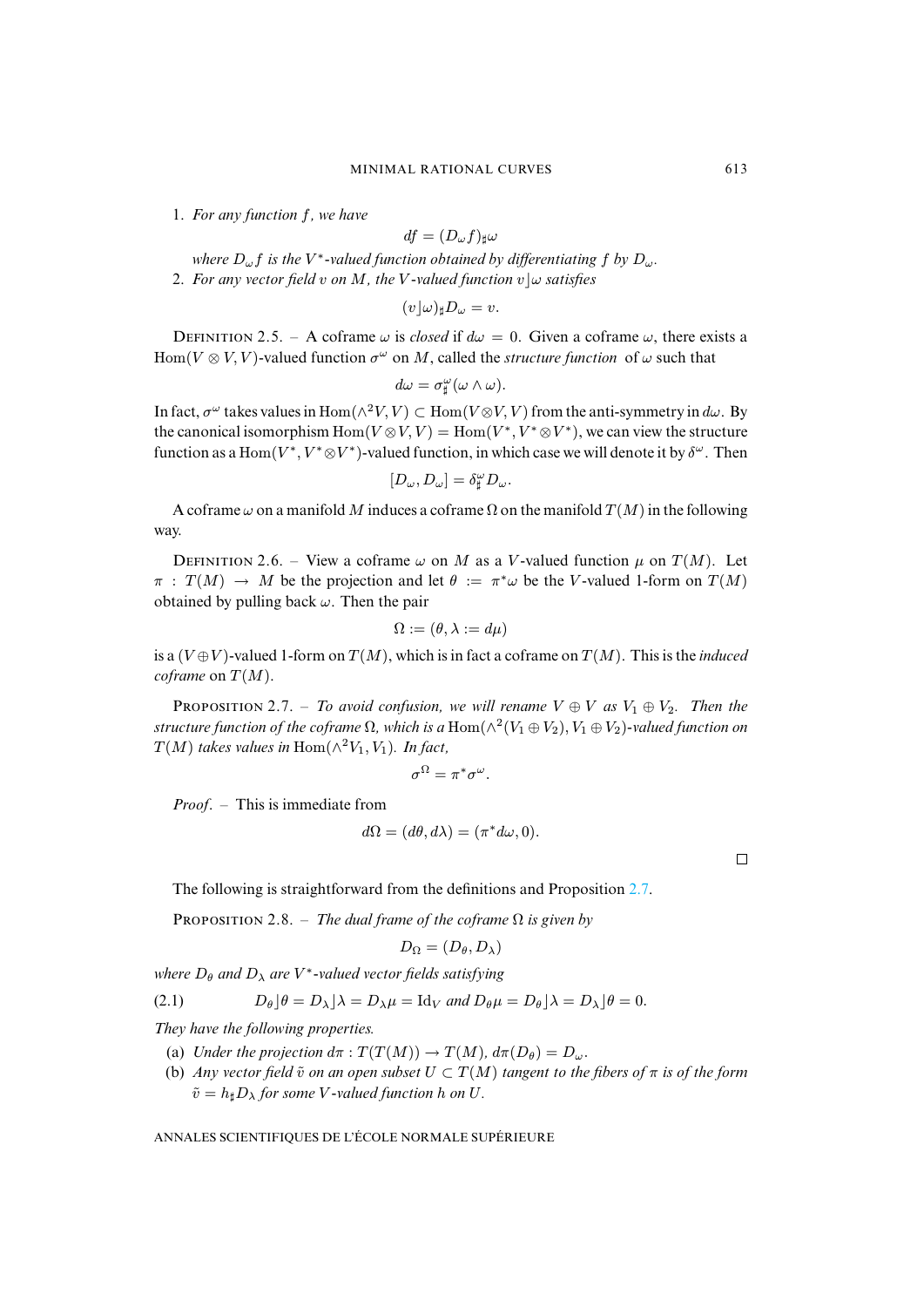1. *For any function $f$, we have*

$$df = (D_\omega f)_\sharp \omega$$

*where $D_\omega f$ is the $V^*$-valued function obtained by differentiating $f$ by $D_\omega$.*

2. *For any vector field $v$ on $M$, the $V$-valued function $v\rfloor\omega$ satisfies*

$$(v\rfloor\omega)_\sharp D_\omega = v.$$

DEFINITION 2.5. – A coframe $\omega$ is *closed* if $d\omega = 0$. Given a coframe $\omega$, there exists a $\mathrm{Hom}(V \otimes V, V)$-valued function $\sigma^\omega$ on $M$, called the *structure function* of $\omega$ such that

$$d\omega = \sigma^\omega_\sharp(\omega \wedge \omega).$$

In fact, $\sigma^\omega$ takes values in $\mathrm{Hom}(\wedge^2 V, V) \subset \mathrm{Hom}(V\otimes V, V)$ from the anti-symmetry in $d\omega$. By the canonical isomorphism $\mathrm{Hom}(V\otimes V, V) = \mathrm{Hom}(V^*, V^*\otimes V^*)$, we can view the structure function as a $\mathrm{Hom}(V^*, V^*\otimes V^*)$-valued function, in which case we will denote it by $\delta^\omega$. Then

$$[D_\omega, D_\omega] = \delta^\omega_\sharp D_\omega.$$

A coframe $\omega$ on a manifold $M$ induces a coframe $\Omega$ on the manifold $T(M)$ in the following way.

DEFINITION 2.6. – View a coframe $\omega$ on $M$ as a $V$-valued function $\mu$ on $T(M)$. Let $\pi : T(M) \to M$ be the projection and let $\theta := \pi^*\omega$ be the $V$-valued 1-form on $T(M)$ obtained by pulling back $\omega$. Then the pair

$$\Omega := (\theta, \lambda := d\mu)$$

is a $(V\oplus V)$-valued 1-form on $T(M)$, which is in fact a coframe on $T(M)$. This is the *induced coframe* on $T(M)$.

PROPOSITION 2.7. – *To avoid confusion, we will rename $V \oplus V$ as $V_1 \oplus V_2$. Then the structure function of the coframe $\Omega$, which is a $\mathrm{Hom}(\wedge^2(V_1 \oplus V_2), V_1 \oplus V_2)$-valued function on $T(M)$ takes values in $\mathrm{Hom}(\wedge^2 V_1, V_1)$. In fact,*

$$\sigma^\Omega = \pi^*\sigma^\omega.$$

*Proof*. – This is immediate from

$$d\Omega = (d\theta, d\lambda) = (\pi^* d\omega, 0).$$

□

The following is straightforward from the definitions and Proposition 2.7.

PROPOSITION 2.8. – *The dual frame of the coframe $\Omega$ is given by*

$$D_\Omega = (D_\theta, D_\lambda)$$

*where $D_\theta$ and $D_\lambda$ are $V^*$-valued vector fields satisfying*

$$D_\theta\rfloor\theta = D_\lambda\rfloor\lambda = D_\lambda\mu = \mathrm{Id}_V \text{ and } D_\theta\mu = D_\theta\rfloor\lambda = D_\lambda\rfloor\theta = 0. \tag{2.1}$$

*They have the following properties.*

(a) *Under the projection $d\pi : T(T(M)) \to T(M)$, $d\pi(D_\theta) = D_\omega$.*

(b) *Any vector field $\tilde{v}$ on an open subset $U \subset T(M)$ tangent to the fibers of $\pi$ is of the form $\tilde{v} = h_\sharp D_\lambda$ for some $V$-valued function $h$ on $U$.*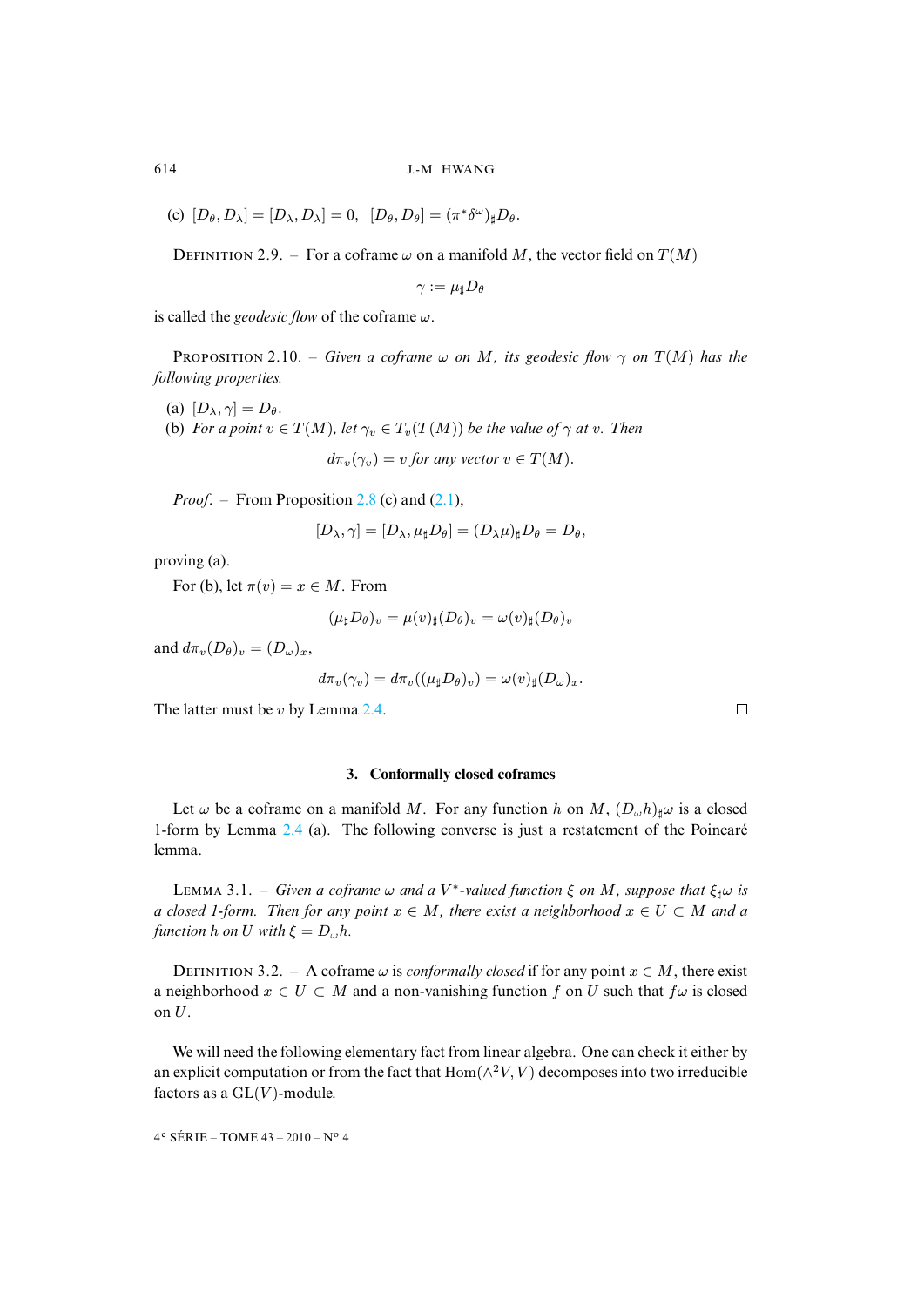(c) $[D_\theta, D_\lambda] = [D_\lambda, D_\lambda] = 0, \;\; [D_\theta, D_\theta] = (\pi^* \delta^\omega)_\sharp D_\theta$.

DEFINITION 2.9. – For a coframe $\omega$ on a manifold $M$, the vector field on $T(M)$

$$\gamma := \mu_\sharp D_\theta$$

is called the *geodesic flow* of the coframe $\omega$.

PROPOSITION 2.10. – *Given a coframe $\omega$ on $M$, its geodesic flow $\gamma$ on $T(M)$ has the following properties.*

(a) $[D_\lambda, \gamma] = D_\theta$.

(b) *For a point $v \in T(M)$, let $\gamma_v \in T_v(T(M))$ be the value of $\gamma$ at $v$. Then*

$$d\pi_v(\gamma_v) = v \text{ for any vector } v \in T(M).$$

*Proof*. – From Proposition 2.8 (c) and (2.1),

$$[D_\lambda, \gamma] = [D_\lambda, \mu_\sharp D_\theta] = (D_\lambda \mu)_\sharp D_\theta = D_\theta,$$

proving (a).

For (b), let $\pi(v) = x \in M$. From

$$(\mu_\sharp D_\theta)_v = \mu(v)_\sharp (D_\theta)_v = \omega(v)_\sharp (D_\theta)_v$$

and $d\pi_v(D_\theta)_v = (D_\omega)_x$,

$$d\pi_v(\gamma_v) = d\pi_v((\mu_\sharp D_\theta)_v) = \omega(v)_\sharp (D_\omega)_x.$$

The latter must be $v$ by Lemma 2.4. □

## 3. Conformally closed coframes

Let $\omega$ be a coframe on a manifold $M$. For any function $h$ on $M$, $(D_\omega h)_\sharp \omega$ is a closed 1-form by Lemma 2.4 (a). The following converse is just a restatement of the Poincaré lemma.

LEMMA 3.1. – *Given a coframe $\omega$ and a $V^*$-valued function $\xi$ on $M$, suppose that $\xi_\sharp \omega$ is a closed 1-form. Then for any point $x \in M$, there exist a neighborhood $x \in U \subset M$ and a function $h$ on $U$ with $\xi = D_\omega h$.*

DEFINITION 3.2. – A coframe $\omega$ is *conformally closed* if for any point $x \in M$, there exist a neighborhood $x \in U \subset M$ and a non-vanishing function $f$ on $U$ such that $f\omega$ is closed on $U$.

We will need the following elementary fact from linear algebra. One can check it either by an explicit computation or from the fact that $\mathrm{Hom}(\wedge^2 V, V)$ decomposes into two irreducible factors as a $\mathrm{GL}(V)$-module.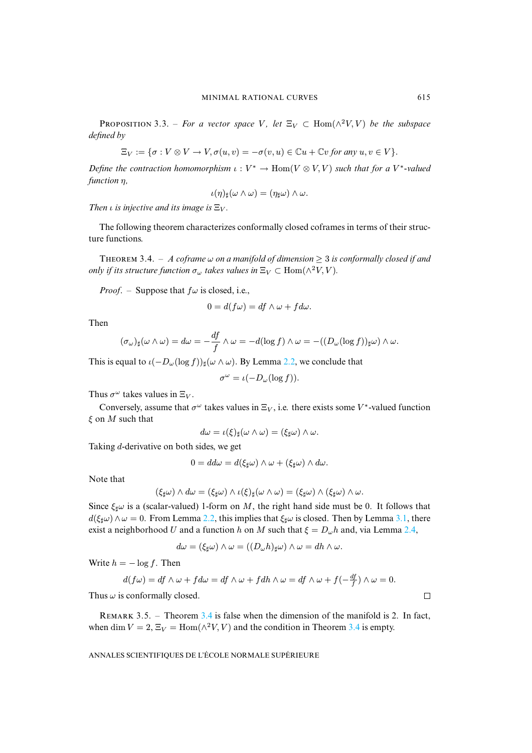PROPOSITION 3.3. – *For a vector space $V$, let $\Xi_V \subset \mathrm{Hom}(\wedge^2 V, V)$ be the subspace defined by*

$$\Xi_V := \{\sigma : V \otimes V \to V, \sigma(u,v) = -\sigma(v,u) \in \mathbb{C}u + \mathbb{C}v \text{ for any } u, v \in V\}.$$

*Define the contraction homomorphism $\iota : V^* \to \mathrm{Hom}(V \otimes V, V)$ such that for a $V^*$-valued function $\eta$,*

$$\iota(\eta)_\sharp(\omega \wedge \omega) = (\eta_\sharp \omega) \wedge \omega.$$

*Then $\iota$ is injective and its image is $\Xi_V$.*

The following theorem characterizes conformally closed coframes in terms of their structure functions.

THEOREM 3.4. – *A coframe $\omega$ on a manifold of dimension $\geq 3$ is conformally closed if and only if its structure function $\sigma_\omega$ takes values in $\Xi_V \subset \mathrm{Hom}(\wedge^2 V, V)$.*

*Proof*. – Suppose that $f\omega$ is closed, i.e.,

$$0 = d(f\omega) = df \wedge \omega + f d\omega.$$

Then

$$(\sigma_\omega)_\sharp(\omega \wedge \omega) = d\omega = -\frac{df}{f} \wedge \omega = -d(\log f) \wedge \omega = -((D_\omega(\log f))_\sharp \omega) \wedge \omega.$$

This is equal to $\iota(-D_\omega(\log f))_\sharp(\omega \wedge \omega)$. By Lemma 2.2, we conclude that

$$\sigma^\omega = \iota(-D_\omega(\log f)).$$

Thus $\sigma^\omega$ takes values in $\Xi_V$.

Conversely, assume that $\sigma^\omega$ takes values in $\Xi_V$, i.e. there exists some $V^*$-valued function $\xi$ on $M$ such that

$$d\omega = \iota(\xi)_\sharp(\omega \wedge \omega) = (\xi_\sharp \omega) \wedge \omega.$$

Taking $d$-derivative on both sides, we get

$$0 = dd\omega = d(\xi_\sharp \omega) \wedge \omega + (\xi_\sharp \omega) \wedge d\omega.$$

Note that

$$(\xi_\sharp \omega) \wedge d\omega = (\xi_\sharp \omega) \wedge \iota(\xi)_\sharp(\omega \wedge \omega) = (\xi_\sharp \omega) \wedge (\xi_\sharp \omega) \wedge \omega.$$

Since $\xi_\sharp \omega$ is a (scalar-valued) 1-form on $M$, the right hand side must be 0. It follows that $d(\xi_\sharp \omega) \wedge \omega = 0$. From Lemma 2.2, this implies that $\xi_\sharp \omega$ is closed. Then by Lemma 3.1, there exist a neighborhood $U$ and a function $h$ on $M$ such that $\xi = D_\omega h$ and, via Lemma 2.4,

$$d\omega = (\xi_\sharp \omega) \wedge \omega = ((D_\omega h)_\sharp \omega) \wedge \omega = dh \wedge \omega.$$

Write $h = -\log f$. Then

$$d(f\omega) = df \wedge \omega + f d\omega = df \wedge \omega + f dh \wedge \omega = df \wedge \omega + f(-\tfrac{df}{f}) \wedge \omega = 0.$$

Thus $\omega$ is conformally closed. $\square$

REMARK 3.5. – Theorem 3.4 is false when the dimension of the manifold is 2. In fact, when $\dim V = 2$, $\Xi_V = \mathrm{Hom}(\wedge^2 V, V)$ and the condition in Theorem 3.4 is empty.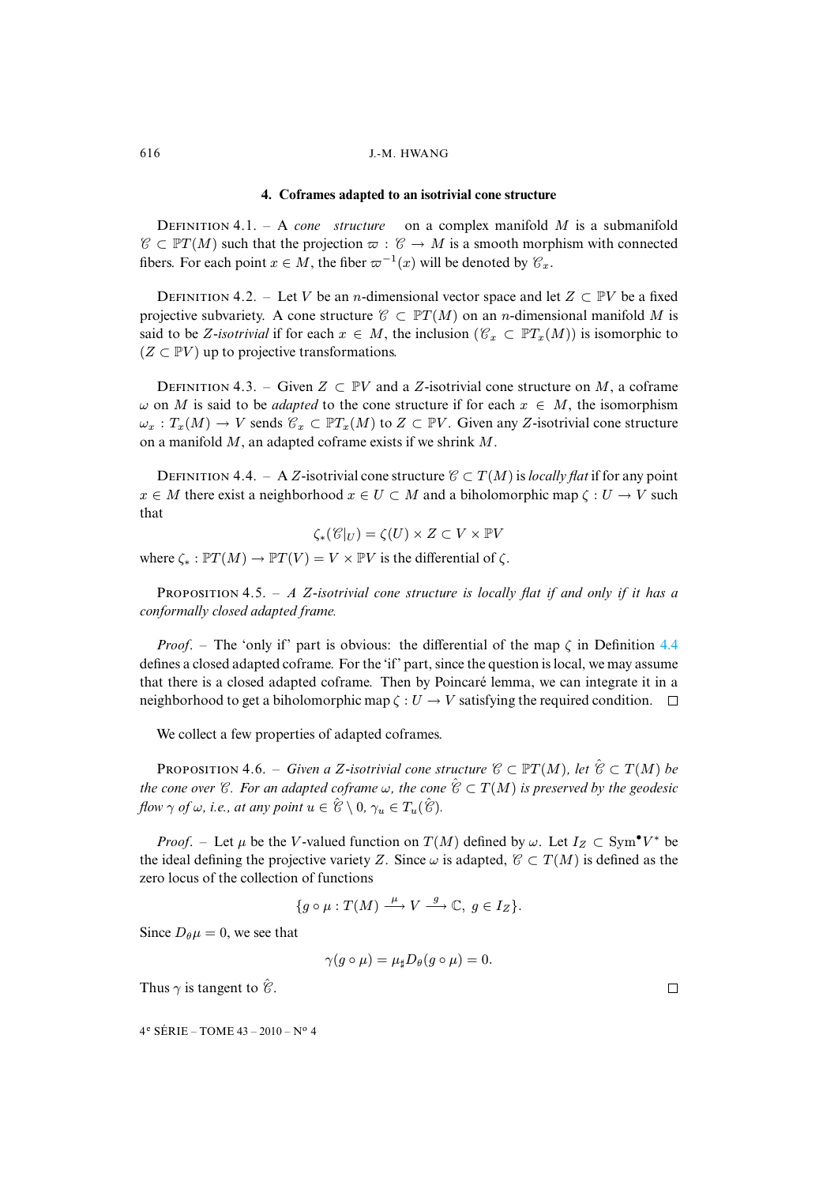## 4. Coframes adapted to an isotrivial cone structure

DEFINITION 4.1. – A *cone structure* on a complex manifold $M$ is a submanifold $\mathscr{C} \subset \mathbb{P}T(M)$ such that the projection $\varpi : \mathscr{C} \to M$ is a smooth morphism with connected fibers. For each point $x \in M$, the fiber $\varpi^{-1}(x)$ will be denoted by $\mathscr{C}_x$.

DEFINITION 4.2. – Let $V$ be an $n$-dimensional vector space and let $Z \subset \mathbb{P}V$ be a fixed projective subvariety. A cone structure $\mathscr{C} \subset \mathbb{P}T(M)$ on an $n$-dimensional manifold $M$ is said to be *Z-isotrivial* if for each $x \in M$, the inclusion $(\mathscr{C}_x \subset \mathbb{P}T_x(M))$ is isomorphic to $(Z \subset \mathbb{P}V)$ up to projective transformations.

DEFINITION 4.3. – Given $Z \subset \mathbb{P}V$ and a $Z$-isotrivial cone structure on $M$, a coframe $\omega$ on $M$ is said to be *adapted* to the cone structure if for each $x \in M$, the isomorphism $\omega_x : T_x(M) \to V$ sends $\mathscr{C}_x \subset \mathbb{P}T_x(M)$ to $Z \subset \mathbb{P}V$. Given any $Z$-isotrivial cone structure on a manifold $M$, an adapted coframe exists if we shrink $M$.

DEFINITION 4.4. – A $Z$-isotrivial cone structure $\mathscr{C} \subset T(M)$ is *locally flat* if for any point $x \in M$ there exist a neighborhood $x \in U \subset M$ and a biholomorphic map $\zeta : U \to V$ such that

$$\zeta_*(\mathscr{C}|_U) = \zeta(U) \times Z \subset V \times \mathbb{P}V$$

where $\zeta_* : \mathbb{P}T(M) \to \mathbb{P}T(V) = V \times \mathbb{P}V$ is the differential of $\zeta$.

PROPOSITION 4.5. – *A Z-isotrivial cone structure is locally flat if and only if it has a conformally closed adapted frame.*

*Proof*. – The 'only if' part is obvious: the differential of the map $\zeta$ in Definition 4.4 defines a closed adapted coframe. For the 'if' part, since the question is local, we may assume that there is a closed adapted coframe. Then by Poincaré lemma, we can integrate it in a neighborhood to get a biholomorphic map $\zeta : U \to V$ satisfying the required condition. $\square$

We collect a few properties of adapted coframes.

PROPOSITION 4.6. – *Given a Z-isotrivial cone structure $\mathscr{C} \subset \mathbb{P}T(M)$, let $\hat{\mathscr{C}} \subset T(M)$ be the cone over $\mathscr{C}$. For an adapted coframe $\omega$, the cone $\hat{\mathscr{C}} \subset T(M)$ is preserved by the geodesic flow $\gamma$ of $\omega$, i.e., at any point $u \in \hat{\mathscr{C}} \setminus 0$, $\gamma_u \in T_u(\hat{\mathscr{C}})$.*

*Proof*. – Let $\mu$ be the $V$-valued function on $T(M)$ defined by $\omega$. Let $I_Z \subset \mathrm{Sym}^\bullet V^*$ be the ideal defining the projective variety $Z$. Since $\omega$ is adapted, $\hat{\mathscr{C}} \subset T(M)$ is defined as the zero locus of the collection of functions

$$\{g \circ \mu : T(M) \xrightarrow{\mu} V \xrightarrow{g} \mathbb{C},\ g \in I_Z\}.$$

Since $D_\theta \mu = 0$, we see that

$$\gamma(g \circ \mu) = \mu_\sharp D_\theta(g \circ \mu) = 0.$$

Thus $\gamma$ is tangent to $\hat{\mathscr{C}}$. $\square$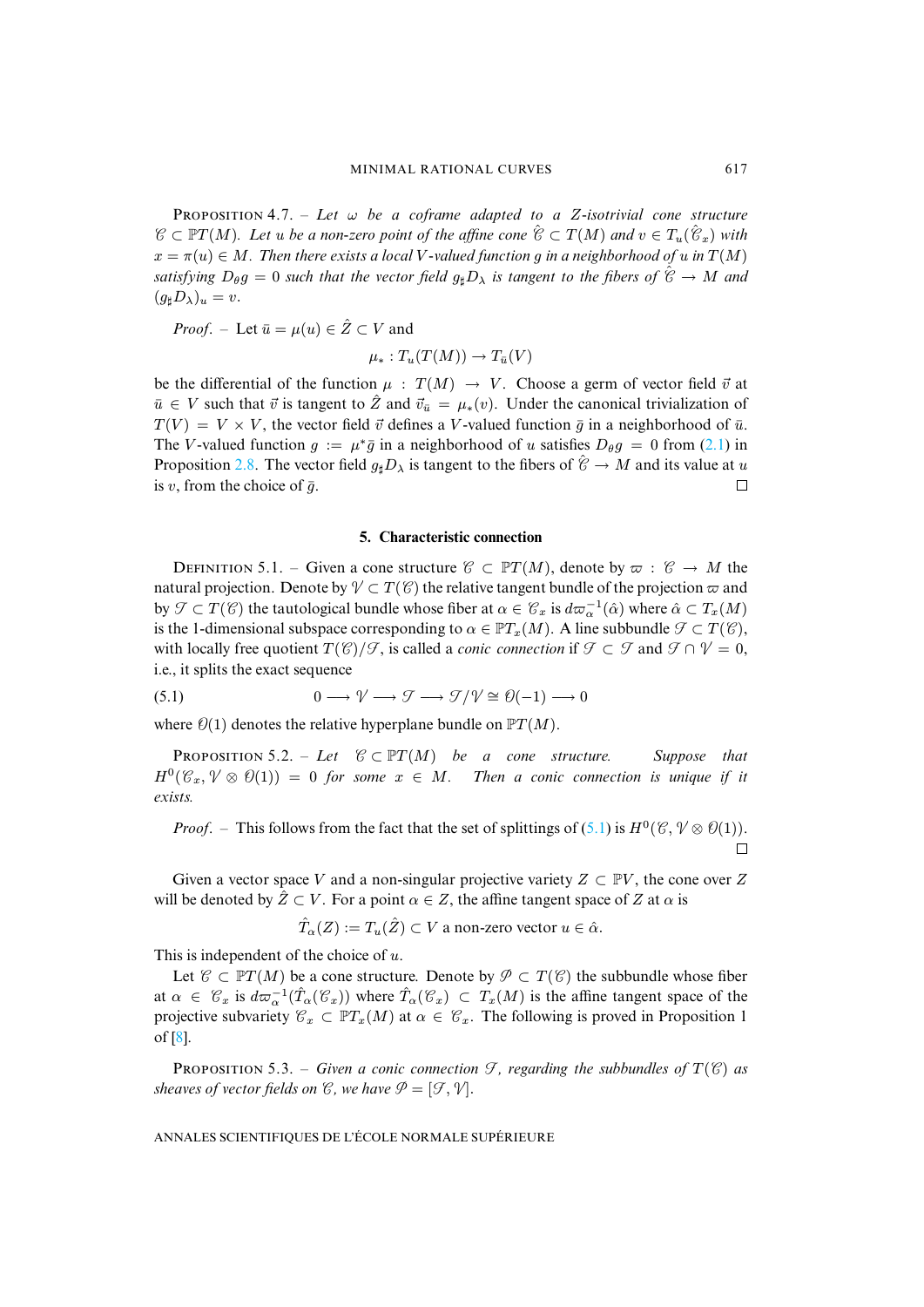PROPOSITION 4.7. – *Let $\omega$ be a coframe adapted to a $Z$-isotrivial cone structure $\mathscr{C} \subset \mathbb{P}T(M)$. Let $u$ be a non-zero point of the affine cone $\hat{\mathscr{C}} \subset T(M)$ and $v \in T_u(\hat{\mathscr{C}}_x)$ with $x = \pi(u) \in M$. Then there exists a local $V$-valued function $g$ in a neighborhood of $u$ in $T(M)$ satisfying $D_\theta g = 0$ such that the vector field $g_\sharp D_\lambda$ is tangent to the fibers of $\hat{\mathscr{C}} \to M$ and $(g_\sharp D_\lambda)_u = v$.*

*Proof.* – Let $\bar{u} = \mu(u) \in \hat{Z} \subset V$ and

$$\mu_* : T_u(T(M)) \to T_{\bar{u}}(V)$$

be the differential of the function $\mu : T(M) \to V$. Choose a germ of vector field $\vec{v}$ at $\bar{u} \in V$ such that $\vec{v}$ is tangent to $\hat{Z}$ and $\vec{v}_{\bar{u}} = \mu_*(v)$. Under the canonical trivialization of $T(V) = V \times V$, the vector field $\vec{v}$ defines a $V$-valued function $\bar{g}$ in a neighborhood of $\bar{u}$. The $V$-valued function $g := \mu^* \bar{g}$ in a neighborhood of $u$ satisfies $D_\theta g = 0$ from (2.1) in Proposition 2.8. The vector field $g_\sharp D_\lambda$ is tangent to the fibers of $\hat{\mathscr{C}} \to M$ and its value at $u$ is $v$, from the choice of $\bar{g}$. ∎

## 5. Characteristic connection

DEFINITION 5.1. – Given a cone structure $\mathscr{C} \subset \mathbb{P}T(M)$, denote by $\varpi : \mathscr{C} \to M$ the natural projection. Denote by $\mathscr{V} \subset T(\mathscr{C})$ the relative tangent bundle of the projection $\varpi$ and by $\mathscr{T} \subset T(\mathscr{C})$ the tautological bundle whose fiber at $\alpha \in \mathscr{C}_x$ is $d\varpi_\alpha^{-1}(\hat{\alpha})$ where $\hat{\alpha} \subset T_x(M)$ is the 1-dimensional subspace corresponding to $\alpha \in \mathbb{P}T_x(M)$. A line subbundle $\mathscr{F} \subset T(\mathscr{C})$, with locally free quotient $T(\mathscr{C})/\mathscr{F}$, is called a *conic connection* if $\mathscr{F} \subset \mathscr{T}$ and $\mathscr{F} \cap \mathscr{V} = 0$, i.e., it splits the exact sequence

$$0 \longrightarrow \mathscr{V} \longrightarrow \mathscr{T} \longrightarrow \mathscr{T}/\mathscr{V} \cong \mathscr{O}(-1) \longrightarrow 0 \tag{5.1}$$

where $\mathscr{O}(1)$ denotes the relative hyperplane bundle on $\mathbb{P}T(M)$.

PROPOSITION 5.2. – *Let $\mathscr{C} \subset \mathbb{P}T(M)$ be a cone structure. Suppose that $H^0(\mathscr{C}_x, \mathscr{V} \otimes \mathscr{O}(1)) = 0$ for some $x \in M$. Then a conic connection is unique if it exists.*

*Proof.* – This follows from the fact that the set of splittings of (5.1) is $H^0(\mathscr{C}, \mathscr{V} \otimes \mathscr{O}(1))$. ∎

Given a vector space $V$ and a non-singular projective variety $Z \subset \mathbb{P}V$, the cone over $Z$ will be denoted by $\hat{Z} \subset V$. For a point $\alpha \in Z$, the affine tangent space of $Z$ at $\alpha$ is

$$\hat{T}_\alpha(Z) := T_u(\hat{Z}) \subset V \text{ a non-zero vector } u \in \hat{\alpha}.$$

This is independent of the choice of $u$.

Let $\mathscr{C} \subset \mathbb{P}T(M)$ be a cone structure. Denote by $\mathscr{P} \subset T(\mathscr{C})$ the subbundle whose fiber at $\alpha \in \mathscr{C}_x$ is $d\varpi_\alpha^{-1}(\hat{T}_\alpha(\mathscr{C}_x))$ where $\hat{T}_\alpha(\mathscr{C}_x) \subset T_x(M)$ is the affine tangent space of the projective subvariety $\mathscr{C}_x \subset \mathbb{P}T_x(M)$ at $\alpha \in \mathscr{C}_x$. The following is proved in Proposition 1 of [8].

PROPOSITION 5.3. – *Given a conic connection $\mathscr{F}$, regarding the subbundles of $T(\mathscr{C})$ as sheaves of vector fields on $\mathscr{C}$, we have $\mathscr{P} = [\mathscr{F}, \mathscr{V}]$.*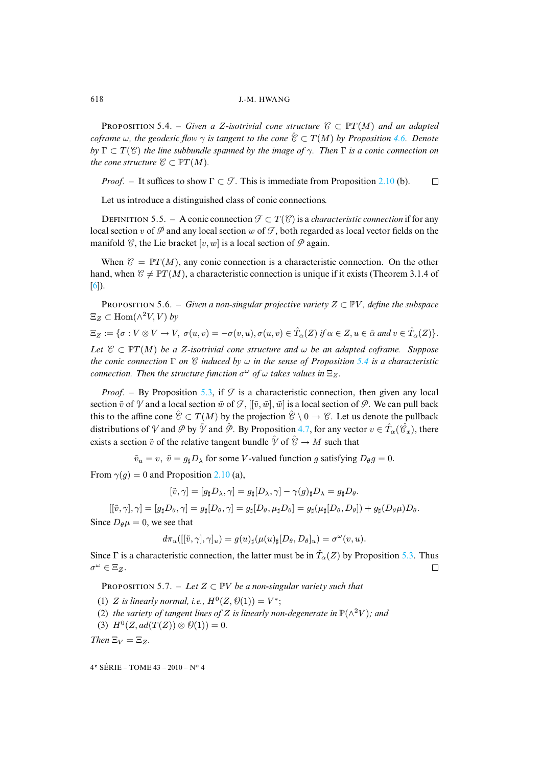PROPOSITION 5.4. – *Given a $Z$-isotrivial cone structure $\mathscr{C} \subset \mathbb{P}T(M)$ and an adapted coframe $\omega$, the geodesic flow $\gamma$ is tangent to the cone $\hat{\mathscr{C}} \subset T(M)$ by Proposition 4.6. Denote by $\Gamma \subset T(\mathscr{C})$ the line subbundle spanned by the image of $\gamma$. Then $\Gamma$ is a conic connection on the cone structure $\mathscr{C} \subset \mathbb{P}T(M)$.*

*Proof*. – It suffices to show $\Gamma \subset \mathscr{T}$. This is immediate from Proposition 2.10 (b). □

Let us introduce a distinguished class of conic connections.

DEFINITION 5.5. – A conic connection $\mathscr{T} \subset T(\mathscr{C})$ is a *characteristic connection* if for any local section $v$ of $\mathscr{P}$ and any local section $w$ of $\mathscr{T}$, both regarded as local vector fields on the manifold $\mathscr{C}$, the Lie bracket $[v, w]$ is a local section of $\mathscr{P}$ again.

When $\mathscr{C} = \mathbb{P}T(M)$, any conic connection is a characteristic connection. On the other hand, when $\mathscr{C} \neq \mathbb{P}T(M)$, a characteristic connection is unique if it exists (Theorem 3.1.4 of [6]).

PROPOSITION 5.6. – *Given a non-singular projective variety $Z \subset \mathbb{P}V$, define the subspace $\Xi_Z \subset \mathrm{Hom}(\wedge^2 V, V)$ by*

$$\Xi_Z := \{\sigma : V \otimes V \to V,\ \sigma(u,v) = -\sigma(v,u), \sigma(u,v) \in \hat{T}_\alpha(Z) \text{ if } \alpha \in Z, u \in \hat{\alpha} \text{ and } v \in \hat{T}_\alpha(Z)\}.$$

*Let $\mathscr{C} \subset \mathbb{P}T(M)$ be a $Z$-isotrivial cone structure and $\omega$ be an adapted coframe. Suppose the conic connection $\Gamma$ on $\mathscr{C}$ induced by $\omega$ in the sense of Proposition 5.4 is a characteristic connection. Then the structure function $\sigma^\omega$ of $\omega$ takes values in $\Xi_Z$.*

*Proof*. – By Proposition 5.3, if $\mathscr{T}$ is a characteristic connection, then given any local section $\tilde{v}$ of $\mathscr{V}$ and a local section $\tilde{w}$ of $\mathscr{T}$, $[[\tilde{v}, \tilde{w}], \tilde{w}]$ is a local section of $\mathscr{P}$. We can pull back this to the affine cone $\hat{\mathscr{C}} \subset T(M)$ by the projection $\hat{\mathscr{C}} \setminus 0 \to \mathscr{C}$. Let us denote the pullback distributions of $\mathscr{V}$ and $\mathscr{P}$ by $\hat{\mathscr{V}}$ and $\hat{\mathscr{P}}$. By Proposition 4.7, for any vector $v \in \hat{T}_\alpha(\hat{\mathscr{C}}_x)$, there exists a section $\tilde{v}$ of the relative tangent bundle $\hat{\mathscr{V}}$ of $\hat{\mathscr{C}} \to M$ such that

$$\tilde{v}_u = v,\ \tilde{v} = g_\sharp D_\lambda \text{ for some } V\text{-valued function } g \text{ satisfying } D_\theta g = 0.$$

From $\gamma(g) = 0$ and Proposition 2.10 (a),

$$[\tilde{v}, \gamma] = [g_\sharp D_\lambda, \gamma] = g_\sharp [D_\lambda, \gamma] - \gamma(g)_\sharp D_\lambda = g_\sharp D_\theta.$$

$$[[\tilde{v}, \gamma], \gamma] = [g_\sharp D_\theta, \gamma] = g_\sharp [D_\theta, \gamma] = g_\sharp [D_\theta, \mu_\sharp D_\theta] = g_\sharp(\mu_\sharp [D_\theta, D_\theta]) + g_\sharp(D_\theta \mu) D_\theta.$$

Since $D_\theta \mu = 0$, we see that

$$d\pi_u([[\tilde{v}, \gamma], \gamma]_u) = g(u)_\sharp(\mu(u)_\sharp [D_\theta, D_\theta]_u) = \sigma^\omega(v, u).$$

Since $\Gamma$ is a characteristic connection, the latter must be in $\hat{T}_\alpha(Z)$ by Proposition 5.3. Thus $\sigma^\omega \in \Xi_Z$. □

PROPOSITION 5.7. – *Let $Z \subset \mathbb{P}V$ be a non-singular variety such that*

1. *$Z$ is linearly normal, i.e., $H^0(Z, \mathcal{O}(1)) = V^*$;*
2. *the variety of tangent lines of $Z$ is linearly non-degenerate in $\mathbb{P}(\wedge^2 V)$; and*
3. *$H^0(Z, ad(T(Z)) \otimes \mathcal{O}(1)) = 0$.*

*Then $\Xi_V = \Xi_Z$.*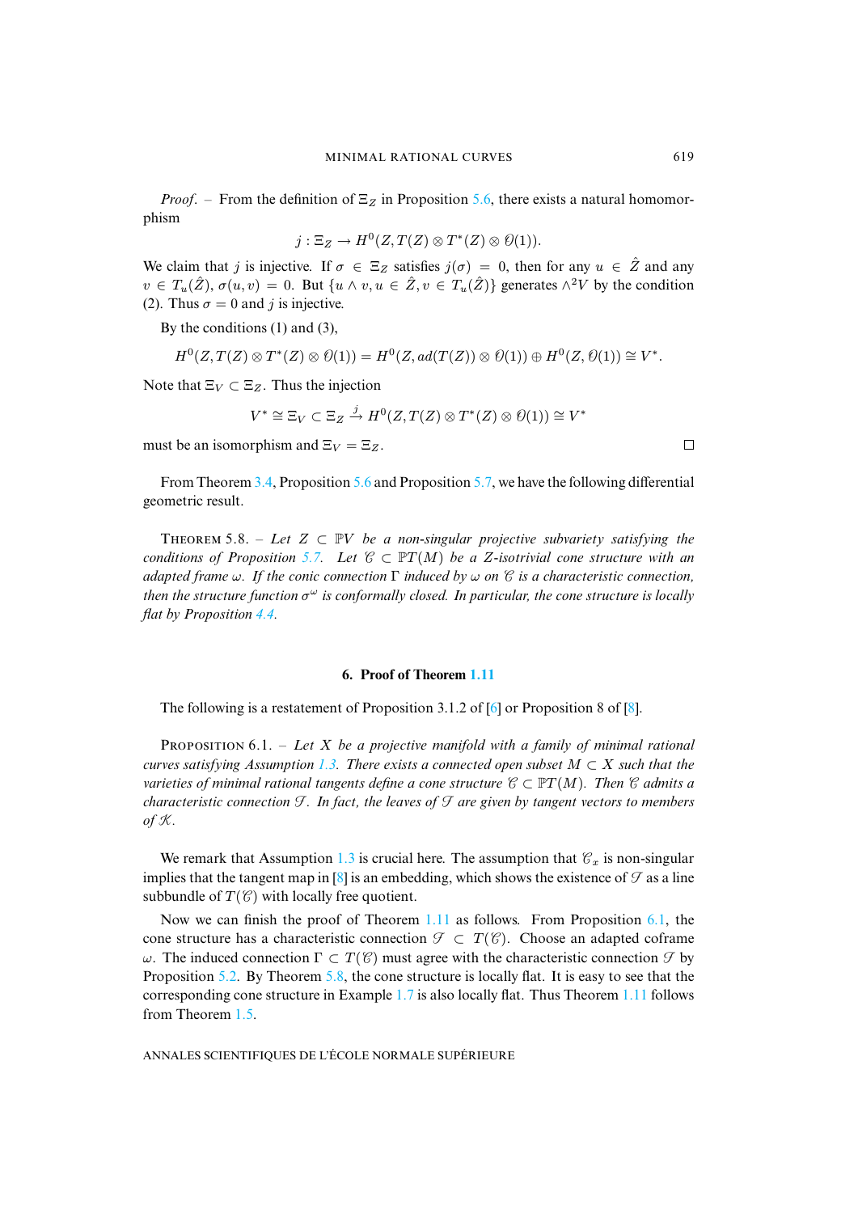*Proof*. – From the definition of $\Xi_Z$ in Proposition 5.6, there exists a natural homomorphism

$$j : \Xi_Z \to H^0(Z, T(Z) \otimes T^*(Z) \otimes \mathcal{O}(1)).$$

We claim that $j$ is injective. If $\sigma \in \Xi_Z$ satisfies $j(\sigma) = 0$, then for any $u \in \hat{Z}$ and any $v \in T_u(\hat{Z})$, $\sigma(u, v) = 0$. But $\{u \wedge v, u \in \hat{Z}, v \in T_u(\hat{Z})\}$ generates $\wedge^2 V$ by the condition (2). Thus $\sigma = 0$ and $j$ is injective.

By the conditions (1) and (3),

$$H^0(Z, T(Z) \otimes T^*(Z) \otimes \mathcal{O}(1)) = H^0(Z, ad(T(Z)) \otimes \mathcal{O}(1)) \oplus H^0(Z, \mathcal{O}(1)) \cong V^*.$$

Note that $\Xi_V \subset \Xi_Z$. Thus the injection

$$V^* \cong \Xi_V \subset \Xi_Z \xrightarrow{j} H^0(Z, T(Z) \otimes T^*(Z) \otimes \mathcal{O}(1)) \cong V^*$$

must be an isomorphism and $\Xi_V = \Xi_Z$. □

From Theorem 3.4, Proposition 5.6 and Proposition 5.7, we have the following differential geometric result.

Theorem 5.8. – *Let $Z \subset \mathbb{P}V$ be a non-singular projective subvariety satisfying the conditions of Proposition 5.7. Let $\mathscr{C} \subset \mathbb{P}T(M)$ be a $Z$-isotrivial cone structure with an adapted frame $\omega$. If the conic connection $\Gamma$ induced by $\omega$ on $\mathscr{C}$ is a characteristic connection, then the structure function $\sigma^\omega$ is conformally closed. In particular, the cone structure is locally flat by Proposition 4.4.*

## 6. Proof of Theorem 1.11

The following is a restatement of Proposition 3.1.2 of [6] or Proposition 8 of [8].

Proposition 6.1. – *Let $X$ be a projective manifold with a family of minimal rational curves satisfying Assumption 1.3. There exists a connected open subset $M \subset X$ such that the varieties of minimal rational tangents define a cone structure $\mathscr{C} \subset \mathbb{P}T(M)$. Then $\mathscr{C}$ admits a characteristic connection $\mathscr{F}$. In fact, the leaves of $\mathscr{F}$ are given by tangent vectors to members of $\mathscr{K}$.*

We remark that Assumption 1.3 is crucial here. The assumption that $\mathscr{C}_x$ is non-singular implies that the tangent map in [8] is an embedding, which shows the existence of $\mathscr{F}$ as a line subbundle of $T(\mathscr{C})$ with locally free quotient.

Now we can finish the proof of Theorem 1.11 as follows. From Proposition 6.1, the cone structure has a characteristic connection $\mathscr{F} \subset T(\mathscr{C})$. Choose an adapted coframe $\omega$. The induced connection $\Gamma \subset T(\mathscr{C})$ must agree with the characteristic connection $\mathscr{F}$ by Proposition 5.2. By Theorem 5.8, the cone structure is locally flat. It is easy to see that the corresponding cone structure in Example 1.7 is also locally flat. Thus Theorem 1.11 follows from Theorem 1.5.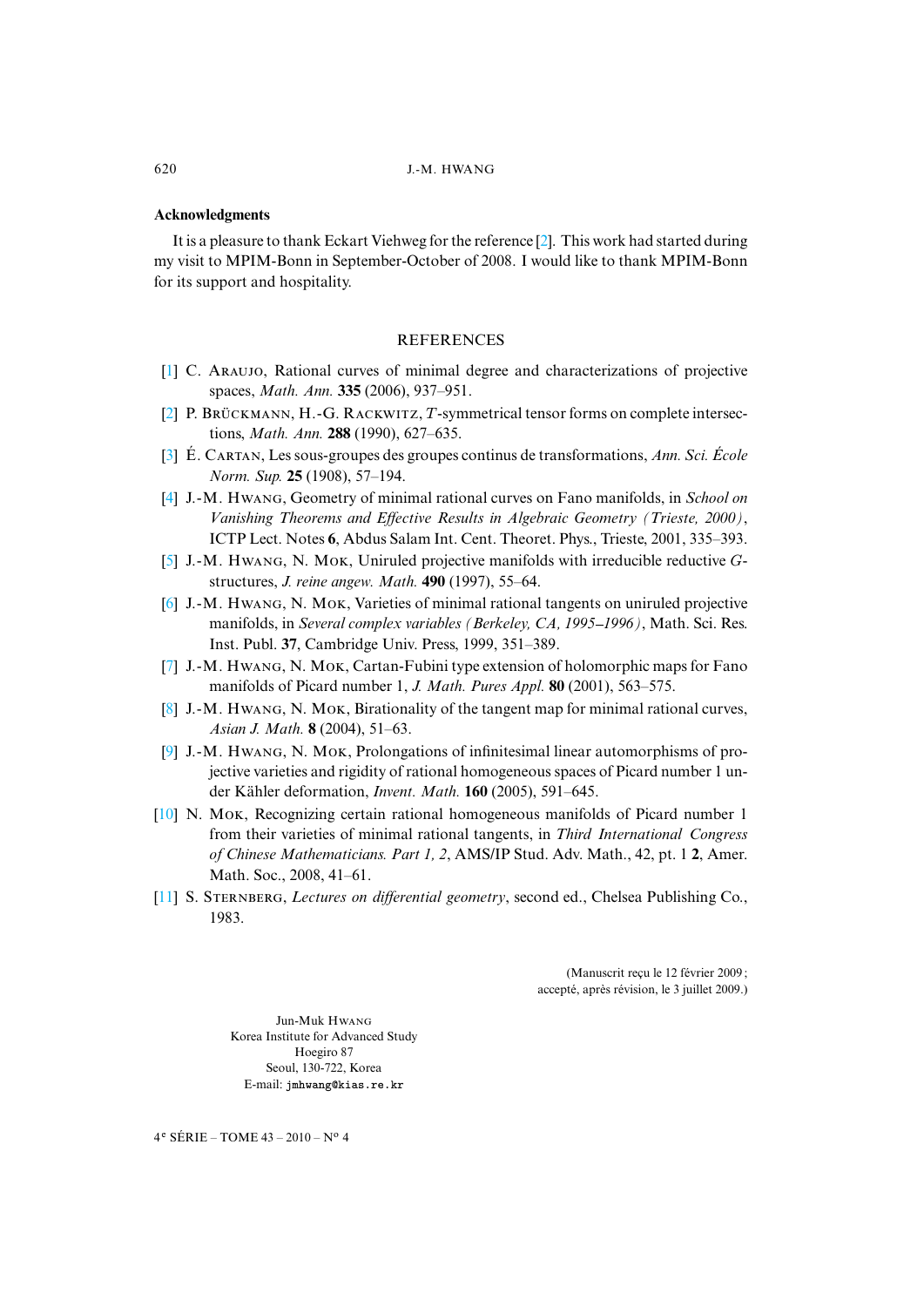**Acknowledgments**

It is a pleasure to thank Eckart Viehweg for the reference [2]. This work had started during my visit to MPIM-Bonn in September-October of 2008. I would like to thank MPIM-Bonn for its support and hospitality.

## REFERENCES

[1] C. Araujo, Rational curves of minimal degree and characterizations of projective spaces, *Math. Ann.* **335** (2006), 937–951.

[2] P. Brückmann, H.-G. Rackwitz, $T$-symmetrical tensor forms on complete intersections, *Math. Ann.* **288** (1990), 627–635.

[3] É. Cartan, Les sous-groupes des groupes continus de transformations, *Ann. Sci. École Norm. Sup.* **25** (1908), 57–194.

[4] J.-M. Hwang, Geometry of minimal rational curves on Fano manifolds, in *School on Vanishing Theorems and Effective Results in Algebraic Geometry (Trieste, 2000)*, ICTP Lect. Notes **6**, Abdus Salam Int. Cent. Theoret. Phys., Trieste, 2001, 335–393.

[5] J.-M. Hwang, N. Mok, Uniruled projective manifolds with irreducible reductive $G$-structures, *J. reine angew. Math.* **490** (1997), 55–64.

[6] J.-M. Hwang, N. Mok, Varieties of minimal rational tangents on uniruled projective manifolds, in *Several complex variables (Berkeley, CA, 1995–1996)*, Math. Sci. Res. Inst. Publ. **37**, Cambridge Univ. Press, 1999, 351–389.

[7] J.-M. Hwang, N. Mok, Cartan-Fubini type extension of holomorphic maps for Fano manifolds of Picard number 1, *J. Math. Pures Appl.* **80** (2001), 563–575.

[8] J.-M. Hwang, N. Mok, Birationality of the tangent map for minimal rational curves, *Asian J. Math.* **8** (2004), 51–63.

[9] J.-M. Hwang, N. Mok, Prolongations of infinitesimal linear automorphisms of projective varieties and rigidity of rational homogeneous spaces of Picard number 1 under Kähler deformation, *Invent. Math.* **160** (2005), 591–645.

[10] N. Mok, Recognizing certain rational homogeneous manifolds of Picard number 1 from their varieties of minimal rational tangents, in *Third International Congress of Chinese Mathematicians. Part 1, 2*, AMS/IP Stud. Adv. Math., 42, pt. 1 **2**, Amer. Math. Soc., 2008, 41–61.

[11] S. Sternberg, *Lectures on differential geometry*, second ed., Chelsea Publishing Co., 1983.

(Manuscrit reçu le 12 février 2009 ;
accepté, après révision, le 3 juillet 2009.)

Jun-Muk Hwang
Korea Institute for Advanced Study
Hoegiro 87
Seoul, 130-722, Korea
E-mail: jmhwang@kias.re.kr